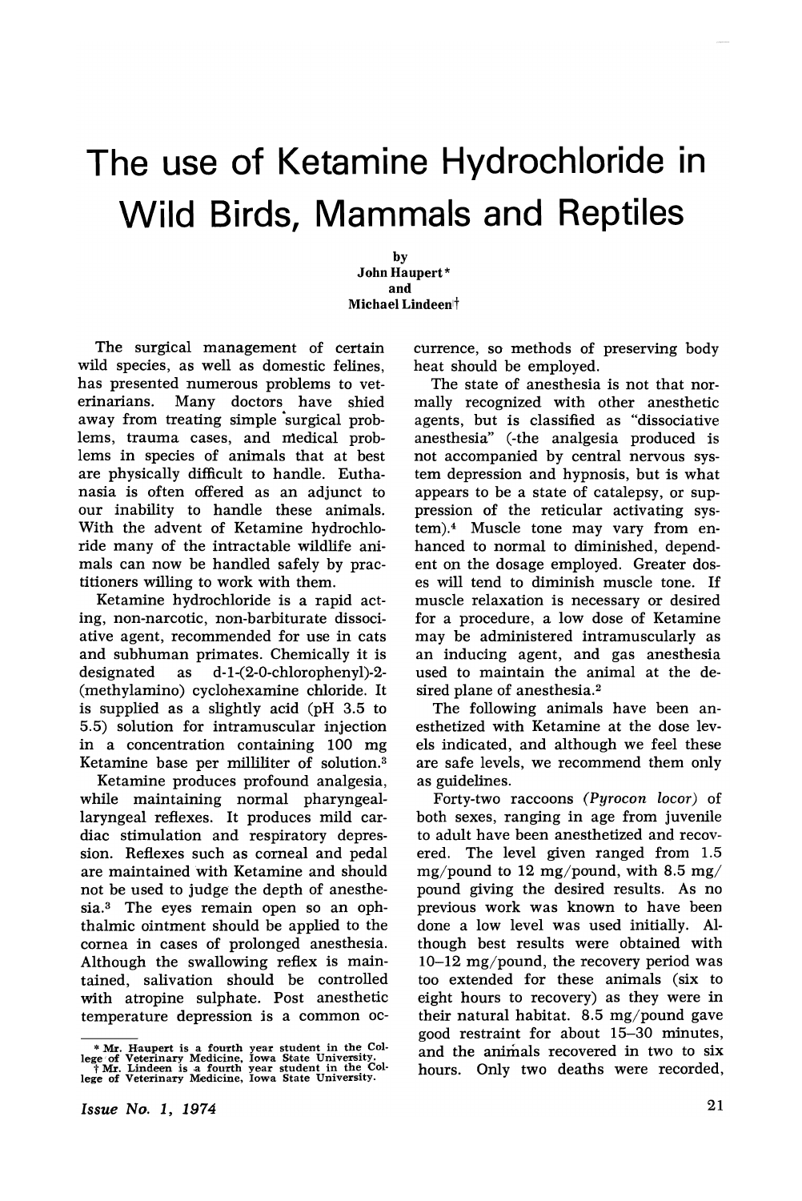# The use of Ketamine Hydrochloride in Wild Birds, Mammals and Reptiles

by
John Haupert*
and
Michael Lindeen†

The surgical management of certain wild species, as well as domestic felines, has presented numerous problems to veterinarians. Many doctors have shied away from treating simple surgical problems, trauma cases, and medical problems in species of animals that at best are physically difficult to handle. Euthanasia is often offered as an adjunct to our inability to handle these animals. With the advent of Ketamine hydrochloride many of the intractable wildlife animals can now be handled safely by practitioners willing to work with them.

Ketamine hydrochloride is a rapid acting, non-narcotic, non-barbiturate dissociative agent, recommended for use in cats and subhuman primates. Chemically it is designated as d-1-(2-0-chlorophenyl)-2-(methylamino) cyclohexamine chloride. It is supplied as a slightly acid (pH 3.5 to 5.5) solution for intramuscular injection in a concentration containing 100 mg Ketamine base per milliliter of solution.[3]

Ketamine produces profound analgesia, while maintaining normal pharyngeal-laryngeal reflexes. It produces mild cardiac stimulation and respiratory depression. Reflexes such as corneal and pedal are maintained with Ketamine and should not be used to judge the depth of anesthesia.[3] The eyes remain open so an ophthalmic ointment should be applied to the cornea in cases of prolonged anesthesia. Although the swallowing reflex is maintained, salivation should be controlled with atropine sulphate. Post anesthetic temperature depression is a common occurrence, so methods of preserving body heat should be employed.

The state of anesthesia is not that normally recognized with other anesthetic agents, but is classified as "dissociative anesthesia" (-the analgesia produced is not accompanied by central nervous system depression and hypnosis, but is what appears to be a state of catalepsy, or suppression of the reticular activating system).[4] Muscle tone may vary from enhanced to normal to diminished, depending on the dosage employed. Greater doses will tend to diminish muscle tone. If muscle relaxation is necessary or desired for a procedure, a low dose of Ketamine may be administered intramuscularly as an inducing agent, and gas anesthesia used to maintain the animal at the desired plane of anesthesia.[2]

The following animals have been anesthetized with Ketamine at the dose levels indicated, and although we feel these are safe levels, we recommend them only as guidelines.

Forty-two raccoons (*Pyrocon locor*) of both sexes, ranging in age from juvenile to adult have been anesthetized and recovered. The level given ranged from 1.5 mg/pound to 12 mg/pound, with 8.5 mg/pound giving the desired results. As no previous work was known to have been done a low level was used initially. Although best results were obtained with 10–12 mg/pound, the recovery period was too extended for these animals (six to eight hours to recovery) as they were in their natural habitat. 8.5 mg/pound gave good restraint for about 15–30 minutes, and the animals recovered in two to six hours. Only two deaths were recorded,

* Mr. Haupert is a fourth year student in the College of Veterinary Medicine, Iowa State University.
† Mr. Lindeen is a fourth year student in the College of Veterinary Medicine, Iowa State University.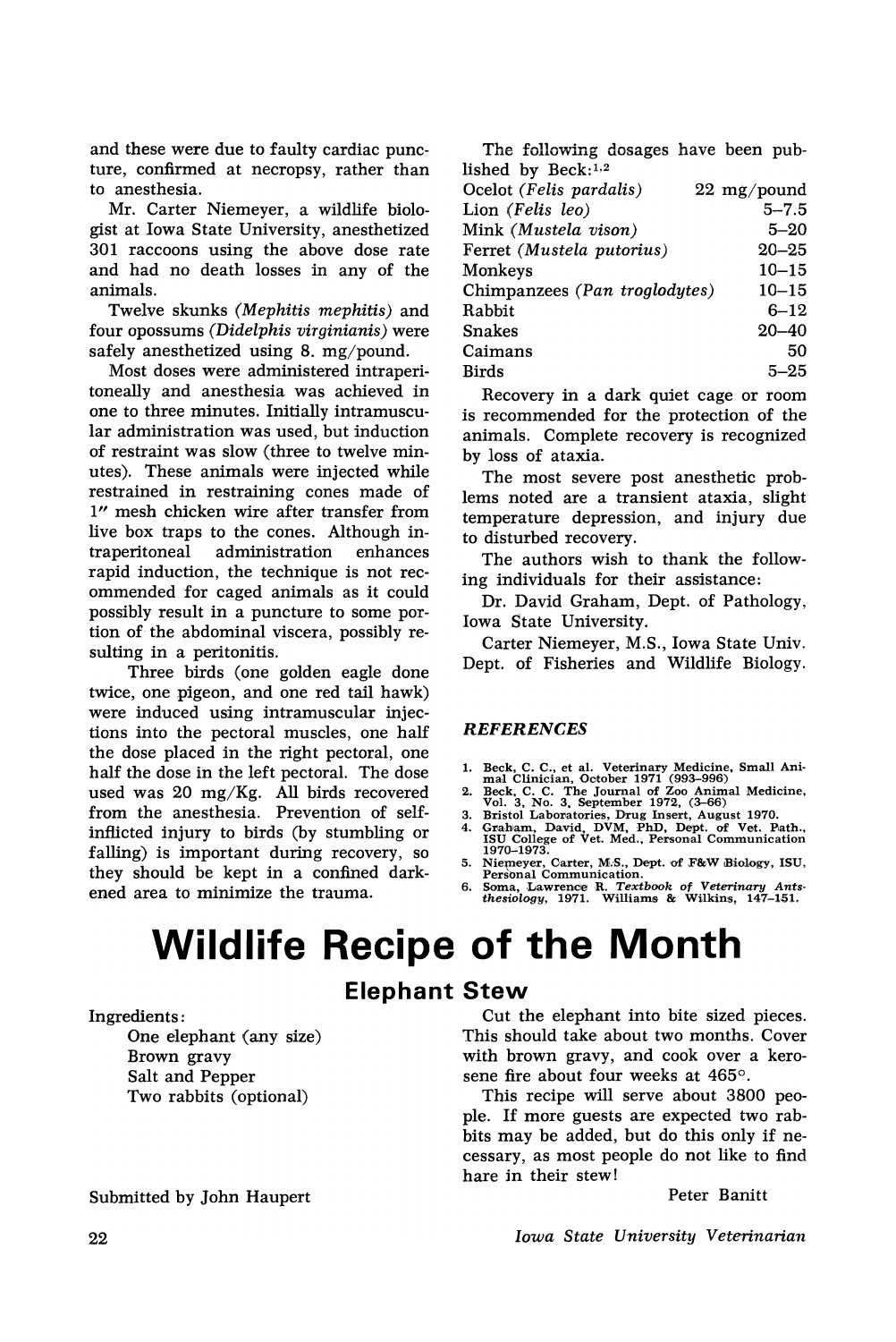and these were due to faulty cardiac puncture, confirmed at necropsy, rather than to anesthesia.

Mr. Carter Niemeyer, a wildlife biologist at Iowa State University, anesthetized 301 raccoons using the above dose rate and had no death losses in any of the animals.

Twelve skunks *(Mephitis mephitis)* and four opossums *(Didelphis virginianis)* were safely anesthetized using 8. mg/pound.

Most doses were administered intraperitoneally and anesthesia was achieved in one to three minutes. Initially intramuscular administration was used, but induction of restraint was slow (three to twelve minutes). These animals were injected while restrained in restraining cones made of 1" mesh chicken wire after transfer from live box traps to the cones. Although intraperitoneal administration enhances rapid induction, the technique is not recommended for caged animals as it could possibly result in a puncture to some portion of the abdominal viscera, possibly resulting in a peritonitis.

Three birds (one golden eagle done twice, one pigeon, and one red tail hawk) were induced using intramuscular injections into the pectoral muscles, one half the dose placed in the right pectoral, one half the dose in the left pectoral. The dose used was 20 mg/Kg. All birds recovered from the anesthesia. Prevention of self-inflicted injury to birds (by stumbling or falling) is important during recovery, so they should be kept in a confined darkened area to minimize the trauma.

The following dosages have been published by Beck:[1,2]

| | |
|---|---|
| Ocelot *(Felis pardalis)* | 22 mg/pound |
| Lion *(Felis leo)* | 5–7.5 |
| Mink *(Mustela vison)* | 5–20 |
| Ferret *(Mustela putorius)* | 20–25 |
| Monkeys | 10–15 |
| Chimpanzees *(Pan troglodytes)* | 10–15 |
| Rabbit | 6–12 |
| Snakes | 20–40 |
| Caimans | 50 |
| Birds | 5–25 |

Recovery in a dark quiet cage or room is recommended for the protection of the animals. Complete recovery is recognized by loss of ataxia.

The most severe post anesthetic problems noted are a transient ataxia, slight temperature depression, and injury due to disturbed recovery.

The authors wish to thank the following individuals for their assistance:

Dr. David Graham, Dept. of Pathology, Iowa State University.

Carter Niemeyer, M.S., Iowa State Univ. Dept. of Fisheries and Wildlife Biology.

### *REFERENCES*

1. Beck, C. C., et al. Veterinary Medicine, Small Animal Clinician, October 1971 (993–996)
2. Beck, C. C. The Journal of Zoo Animal Medicine, Vol. 3, No. 3, September 1972, (3–66)
3. Bristol Laboratories, Drug Insert, August 1970.
4. Graham, David, DVM, PhD, Dept. of Vet. Path., ISU College of Vet. Med., Personal Communication 1970–1973.
5. Niemeyer, Carter, M.S., Dept. of F&W Biology, ISU, Personal Communication.
6. Soma, Lawrence R. *Textbook of Veterinary Antsthesiology*, 1971. Williams & Wilkins, 147–151.

# Wildlife Recipe of the Month

## Elephant Stew

Ingredients:

- One elephant (any size)
- Brown gravy
- Salt and Pepper
- Two rabbits (optional)

Submitted by John Haupert

Cut the elephant into bite sized pieces. This should take about two months. Cover with brown gravy, and cook over a kerosene fire about four weeks at 465°.

This recipe will serve about 3800 people. If more guests are expected two rabbits may be added, but do this only if necessary, as most people do not like to find hare in their stew!

Peter Banitt